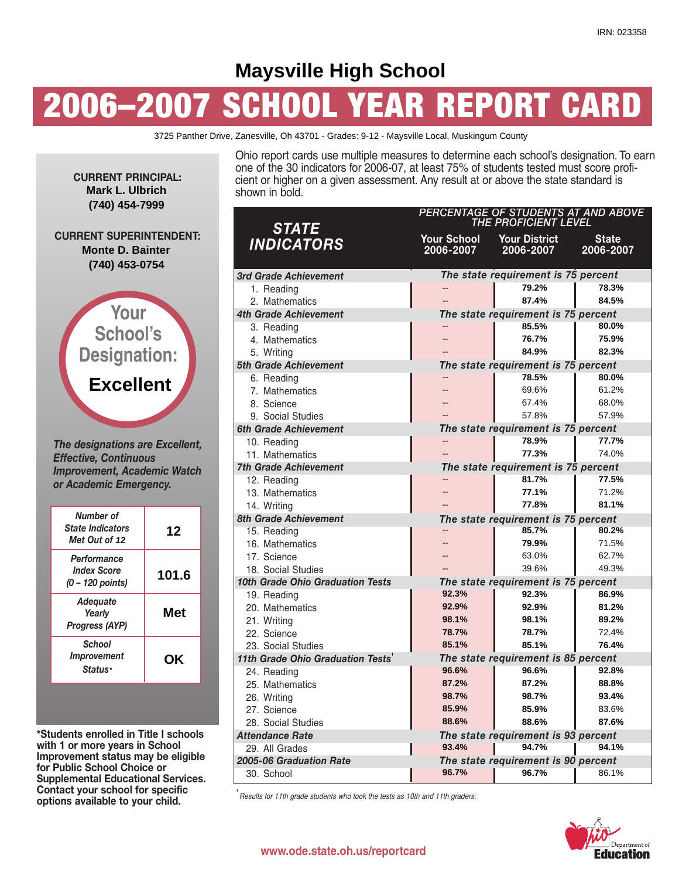IRN: 023358

# Maysville High School

# 2006–2007 SCHOOL YEAR REPORT CARD

3725 Panther Drive, Zanesville, Oh 43701 - Grades: 9-12 - Maysville Local, Muskingum County

**CURRENT PRINCIPAL:**
**Mark L. Ulbrich**
**(740) 454-7999**

**CURRENT SUPERINTENDENT:**
**Monte D. Bainter**
**(740) 453-0754**

Your School's Designation: **Excellent**

*The designations are Excellent, Effective, Continuous Improvement, Academic Watch or Academic Emergency.*

| | |
|---|---|
| *Number of State Indicators Met Out of 12* | **12** |
| *Performance Index Score (0 – 120 points)* | **101.6** |
| *Adequate Yearly Progress (AYP)* | **Met** |
| *School Improvement Status** | **OK** |

***Students enrolled in Title I schools with 1 or more years in School Improvement status may be eligible for Public School Choice or Supplemental Educational Services. Contact your school for specific options available to your child.**

Ohio report cards use multiple measures to determine each school's designation. To earn one of the 30 indicators for 2006-07, at least 75% of students tested must score proficient or higher on a given assessment. Any result at or above the state standard is shown in bold.

| STATE INDICATORS | PERCENTAGE OF STUDENTS AT AND ABOVE THE PROFICIENT LEVEL | | |
|---|---|---|---|
| | Your School 2006-2007 | Your District 2006-2007 | State 2006-2007 |
| ***3rd Grade Achievement*** | *The state requirement is 75 percent* | | |
| 1. Reading | -- | **79.2%** | **78.3%** |
| 2. Mathematics | -- | **87.4%** | **84.5%** |
| ***4th Grade Achievement*** | *The state requirement is 75 percent* | | |
| 3. Reading | -- | **85.5%** | **80.0%** |
| 4. Mathematics | -- | **76.7%** | **75.9%** |
| 5. Writing | -- | **84.9%** | **82.3%** |
| ***5th Grade Achievement*** | *The state requirement is 75 percent* | | |
| 6. Reading | -- | **78.5%** | **80.0%** |
| 7. Mathematics | -- | 69.6% | 61.2% |
| 8. Science | -- | 67.4% | 68.0% |
| 9. Social Studies | -- | 57.8% | 57.9% |
| ***6th Grade Achievement*** | *The state requirement is 75 percent* | | |
| 10. Reading | -- | **78.9%** | **77.7%** |
| 11. Mathematics | -- | **77.3%** | 74.0% |
| ***7th Grade Achievement*** | *The state requirement is 75 percent* | | |
| 12. Reading | -- | **81.7%** | **77.5%** |
| 13. Mathematics | -- | **77.1%** | 71.2% |
| 14. Writing | -- | **77.8%** | **81.1%** |
| ***8th Grade Achievement*** | *The state requirement is 75 percent* | | |
| 15. Reading | -- | **85.7%** | **80.2%** |
| 16. Mathematics | -- | **79.9%** | 71.5% |
| 17. Science | -- | 63.0% | 62.7% |
| 18. Social Studies | -- | 39.6% | 49.3% |
| ***10th Grade Ohio Graduation Tests*** | *The state requirement is 75 percent* | | |
| 19. Reading | **92.3%** | **92.3%** | **86.9%** |
| 20. Mathematics | **92.9%** | **92.9%** | **81.2%** |
| 21. Writing | **98.1%** | **98.1%** | **89.2%** |
| 22. Science | **78.7%** | **78.7%** | 72.4% |
| 23. Social Studies | **85.1%** | **85.1%** | **76.4%** |
| ***11th Grade Ohio Graduation Tests[1]*** | *The state requirement is 85 percent* | | |
| 24. Reading | **96.6%** | **96.6%** | **92.8%** |
| 25. Mathematics | **87.2%** | **87.2%** | **88.8%** |
| 26. Writing | **98.7%** | **98.7%** | **93.4%** |
| 27. Science | **85.9%** | **85.9%** | 83.6% |
| 28. Social Studies | **88.6%** | **88.6%** | **87.6%** |
| ***Attendance Rate*** | *The state requirement is 93 percent* | | |
| 29. All Grades | **93.4%** | **94.7%** | **94.1%** |
| ***2005-06 Graduation Rate*** | *The state requirement is 90 percent* | | |
| 30. School | **96.7%** | **96.7%** | 86.1% |

[1] *Results for 11th grade students who took the tests as 10th and 11th graders.*

www.ode.state.oh.us/reportcard

Ohio Department of Education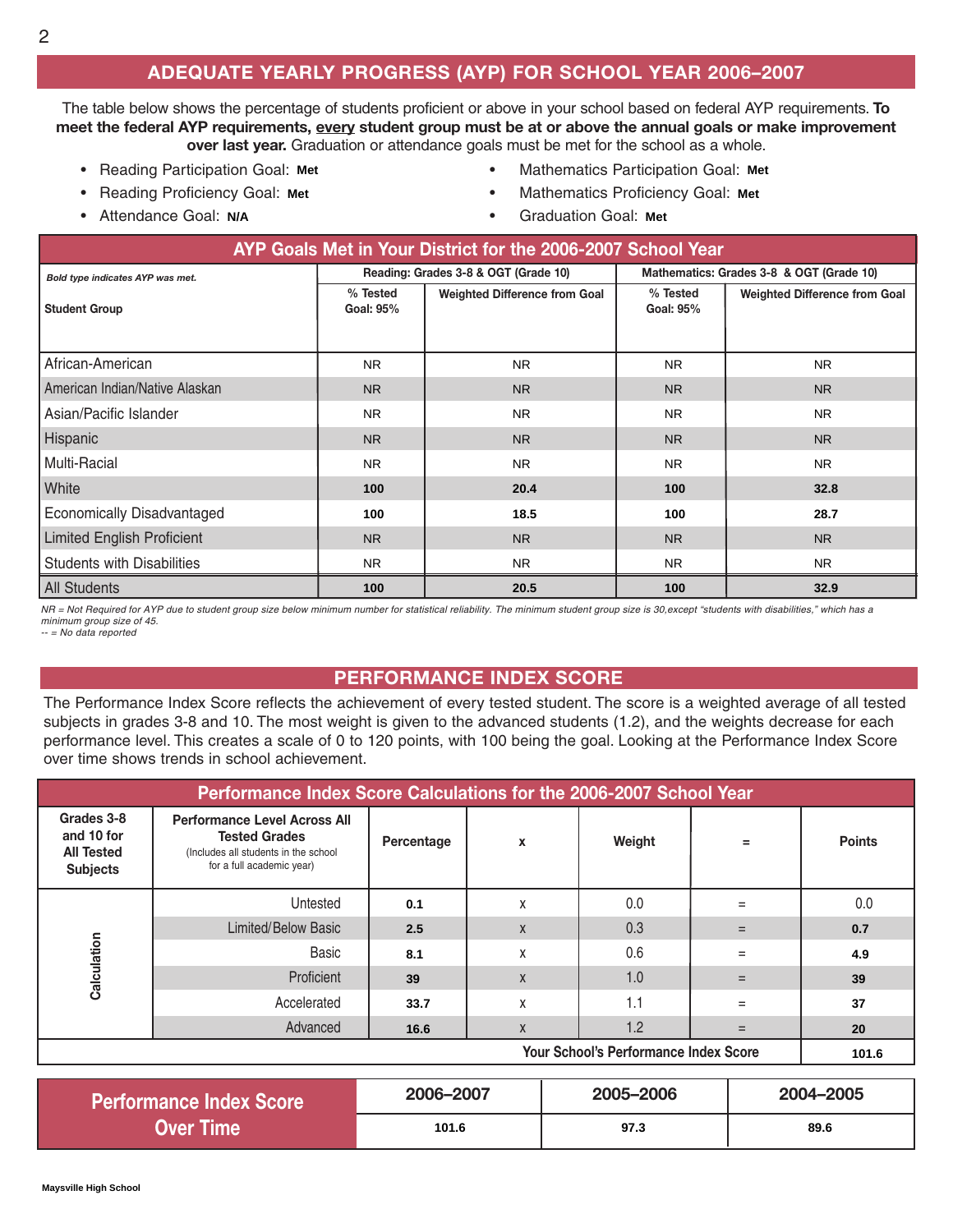## ADEQUATE YEARLY PROGRESS (AYP) FOR SCHOOL YEAR 2006–2007

The table below shows the percentage of students proficient or above in your school based on federal AYP requirements. **To meet the federal AYP requirements, every student group must be at or above the annual goals or make improvement over last year.** Graduation or attendance goals must be met for the school as a whole.

- Reading Participation Goal: **Met**
- Reading Proficiency Goal: **Met**
- Attendance Goal: **N/A**
- Mathematics Participation Goal: **Met**
- Mathematics Proficiency Goal: **Met**
- Graduation Goal: **Met**

**AYP Goals Met in Your District for the 2006-2007 School Year**

| *Bold type indicates AYP was met.* Student Group | Reading: Grades 3-8 & OGT (Grade 10) % Tested Goal: 95% | Reading: Weighted Difference from Goal | Mathematics: Grades 3-8 & OGT (Grade 10) % Tested Goal: 95% | Mathematics: Weighted Difference from Goal |
|---|---|---|---|---|
| African-American | NR | NR | NR | NR |
| American Indian/Native Alaskan | NR | NR | NR | NR |
| Asian/Pacific Islander | NR | NR | NR | NR |
| Hispanic | NR | NR | NR | NR |
| Multi-Racial | NR | NR | NR | NR |
| White | **100** | **20.4** | **100** | **32.8** |
| Economically Disadvantaged | **100** | **18.5** | **100** | **28.7** |
| Limited English Proficient | NR | NR | NR | NR |
| Students with Disabilities | NR | NR | NR | NR |
| All Students | **100** | **20.5** | **100** | **32.9** |

*NR = Not Required for AYP due to student group size below minimum number for statistical reliability. The minimum student group size is 30,except "students with disabilities," which has a minimum group size of 45.*
*-- = No data reported*

## PERFORMANCE INDEX SCORE

The Performance Index Score reflects the achievement of every tested student. The score is a weighted average of all tested subjects in grades 3-8 and 10. The most weight is given to the advanced students (1.2), and the weights decrease for each performance level. This creates a scale of 0 to 120 points, with 100 being the goal. Looking at the Performance Index Score over time shows trends in school achievement.

**Performance Index Score Calculations for the 2006-2007 School Year**

| Grades 3-8 and 10 for All Tested Subjects | Performance Level Across All Tested Grades (Includes all students in the school for a full academic year) | Percentage | x | Weight | = | Points |
|---|---|---|---|---|---|---|
| Calculation | Untested | 0.1 | x | 0.0 | = | 0.0 |
| | Limited/Below Basic | 2.5 | x | 0.3 | = | 0.7 |
| | Basic | 8.1 | x | 0.6 | = | 4.9 |
| | Proficient | 39 | x | 1.0 | = | 39 |
| | Accelerated | 33.7 | x | 1.1 | = | 37 |
| | Advanced | 16.6 | x | 1.2 | = | 20 |
| | | | | | Your School's Performance Index Score | 101.6 |

| Performance Index Score Over Time | 2006–2007 | 2005–2006 | 2004–2005 |
|---|---|---|---|
| | 101.6 | 97.3 | 89.6 |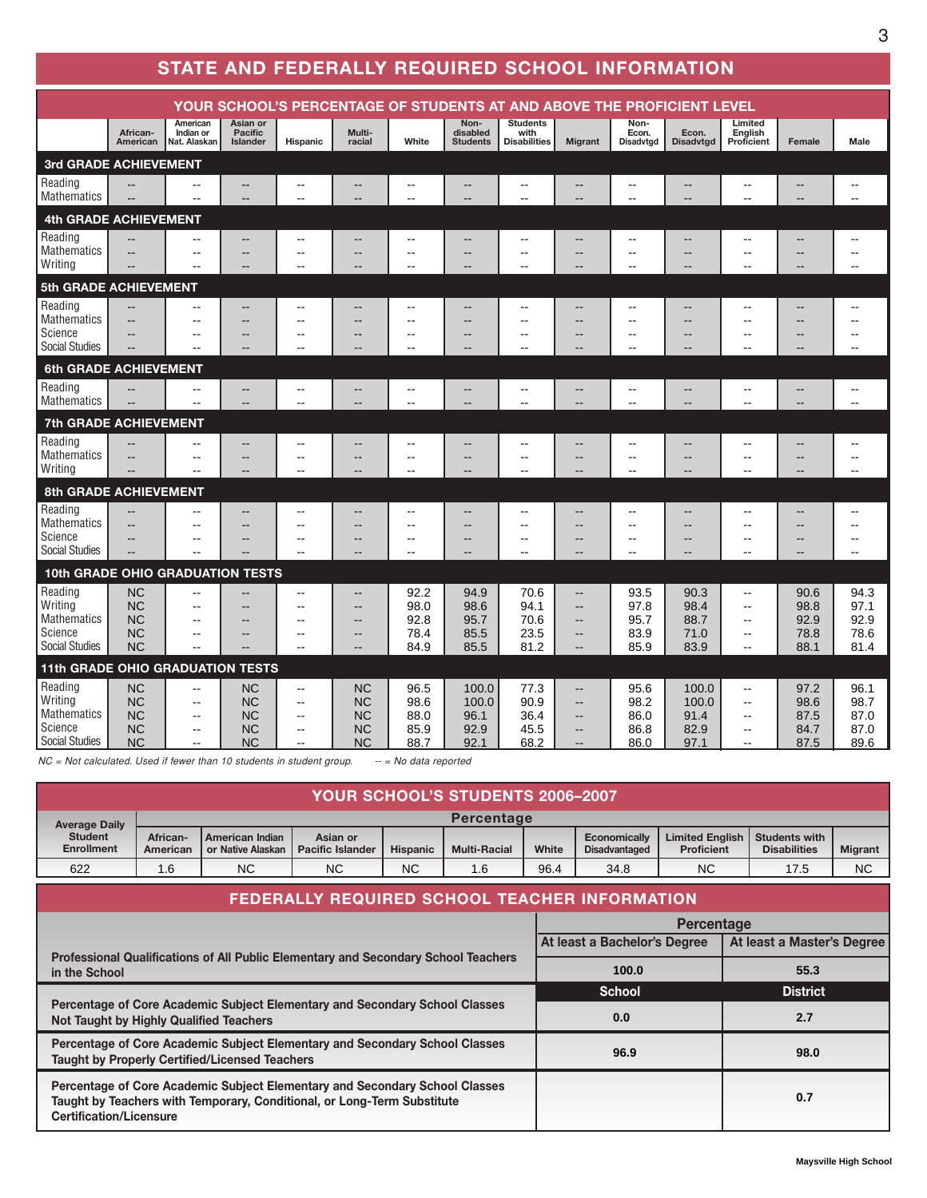# STATE AND FEDERALLY REQUIRED SCHOOL INFORMATION

## YOUR SCHOOL'S PERCENTAGE OF STUDENTS AT AND ABOVE THE PROFICIENT LEVEL

| | African-American | American Indian or Nat. Alaskan | Asian or Pacific Islander | Hispanic | Multi-racial | White | Non-disabled Students | Students with Disabilities | Migrant | Non-Econ. Disadvtgd | Econ. Disadvtgd | Limited English Proficient | Female | Male |
|---|---|---|---|---|---|---|---|---|---|---|---|---|---|---|
| **3rd GRADE ACHIEVEMENT** | | | | | | | | | | | | | | |
| Reading | -- | -- | -- | -- | -- | -- | -- | -- | -- | -- | -- | -- | -- | -- |
| Mathematics | -- | -- | -- | -- | -- | -- | -- | -- | -- | -- | -- | -- | -- | -- |
| **4th GRADE ACHIEVEMENT** | | | | | | | | | | | | | | |
| Reading | -- | -- | -- | -- | -- | -- | -- | -- | -- | -- | -- | -- | -- | -- |
| Mathematics | -- | -- | -- | -- | -- | -- | -- | -- | -- | -- | -- | -- | -- | -- |
| Writing | -- | -- | -- | -- | -- | -- | -- | -- | -- | -- | -- | -- | -- | -- |
| **5th GRADE ACHIEVEMENT** | | | | | | | | | | | | | | |
| Reading | -- | -- | -- | -- | -- | -- | -- | -- | -- | -- | -- | -- | -- | -- |
| Mathematics | -- | -- | -- | -- | -- | -- | -- | -- | -- | -- | -- | -- | -- | -- |
| Science | -- | -- | -- | -- | -- | -- | -- | -- | -- | -- | -- | -- | -- | -- |
| Social Studies | -- | -- | -- | -- | -- | -- | -- | -- | -- | -- | -- | -- | -- | -- |
| **6th GRADE ACHIEVEMENT** | | | | | | | | | | | | | | |
| Reading | -- | -- | -- | -- | -- | -- | -- | -- | -- | -- | -- | -- | -- | -- |
| Mathematics | -- | -- | -- | -- | -- | -- | -- | -- | -- | -- | -- | -- | -- | -- |
| **7th GRADE ACHIEVEMENT** | | | | | | | | | | | | | | |
| Reading | -- | -- | -- | -- | -- | -- | -- | -- | -- | -- | -- | -- | -- | -- |
| Mathematics | -- | -- | -- | -- | -- | -- | -- | -- | -- | -- | -- | -- | -- | -- |
| Writing | -- | -- | -- | -- | -- | -- | -- | -- | -- | -- | -- | -- | -- | -- |
| **8th GRADE ACHIEVEMENT** | | | | | | | | | | | | | | |
| Reading | -- | -- | -- | -- | -- | -- | -- | -- | -- | -- | -- | -- | -- | -- |
| Mathematics | -- | -- | -- | -- | -- | -- | -- | -- | -- | -- | -- | -- | -- | -- |
| Science | -- | -- | -- | -- | -- | -- | -- | -- | -- | -- | -- | -- | -- | -- |
| Social Studies | -- | -- | -- | -- | -- | -- | -- | -- | -- | -- | -- | -- | -- | -- |
| **10th GRADE OHIO GRADUATION TESTS** | | | | | | | | | | | | | | |
| Reading | NC | -- | -- | -- | -- | 92.2 | 94.9 | 70.6 | -- | 93.5 | 90.3 | -- | 90.6 | 94.3 |
| Writing | NC | -- | -- | -- | -- | 98.0 | 98.6 | 94.1 | -- | 97.8 | 98.4 | -- | 98.8 | 97.1 |
| Mathematics | NC | -- | -- | -- | -- | 92.8 | 95.7 | 70.6 | -- | 95.7 | 88.7 | -- | 92.9 | 92.9 |
| Science | NC | -- | -- | -- | -- | 78.4 | 85.5 | 23.5 | -- | 83.9 | 71.0 | -- | 78.8 | 78.6 |
| Social Studies | NC | -- | -- | -- | -- | 84.9 | 85.5 | 81.2 | -- | 85.9 | 83.9 | -- | 88.1 | 81.4 |
| **11th GRADE OHIO GRADUATION TESTS** | | | | | | | | | | | | | | |
| Reading | NC | -- | NC | -- | NC | 96.5 | 100.0 | 77.3 | -- | 95.6 | 100.0 | -- | 97.2 | 96.1 |
| Writing | NC | -- | NC | -- | NC | 98.6 | 100.0 | 90.9 | -- | 98.2 | 100.0 | -- | 98.6 | 98.7 |
| Mathematics | NC | -- | NC | -- | NC | 88.0 | 96.1 | 36.4 | -- | 86.0 | 91.4 | -- | 87.5 | 87.0 |
| Science | NC | -- | NC | -- | NC | 85.9 | 92.9 | 45.5 | -- | 86.8 | 82.9 | -- | 84.7 | 87.0 |
| Social Studies | NC | -- | NC | -- | NC | 88.7 | 92.1 | 68.2 | -- | 86.0 | 97.1 | -- | 87.5 | 89.6 |

*NC = Not calculated. Used if fewer than 10 students in student group. -- = No data reported*

## YOUR SCHOOL'S STUDENTS 2006–2007

| Average Daily Student Enrollment | Percentage | | | | | | | | | |
|---|---|---|---|---|---|---|---|---|---|---|
| | African-American | American Indian or Native Alaskan | Asian or Pacific Islander | Hispanic | Multi-Racial | White | Economically Disadvantaged | Limited English Proficient | Students with Disabilities | Migrant |
| 622 | 1.6 | NC | NC | NC | 1.6 | 96.4 | 34.8 | NC | 17.5 | NC |

## FEDERALLY REQUIRED SCHOOL TEACHER INFORMATION

| | Percentage | |
|---|---|---|
| | At least a Bachelor's Degree | At least a Master's Degree |
| **Professional Qualifications of All Public Elementary and Secondary School Teachers in the School** | 100.0 | 55.3 |
| | **School** | **District** |
| **Percentage of Core Academic Subject Elementary and Secondary School Classes Not Taught by Highly Qualified Teachers** | 0.0 | 2.7 |
| **Percentage of Core Academic Subject Elementary and Secondary School Classes Taught by Properly Certified/Licensed Teachers** | 96.9 | 98.0 |
| **Percentage of Core Academic Subject Elementary and Secondary School Classes Taught by Teachers with Temporary, Conditional, or Long-Term Substitute Certification/Licensure** | | 0.7 |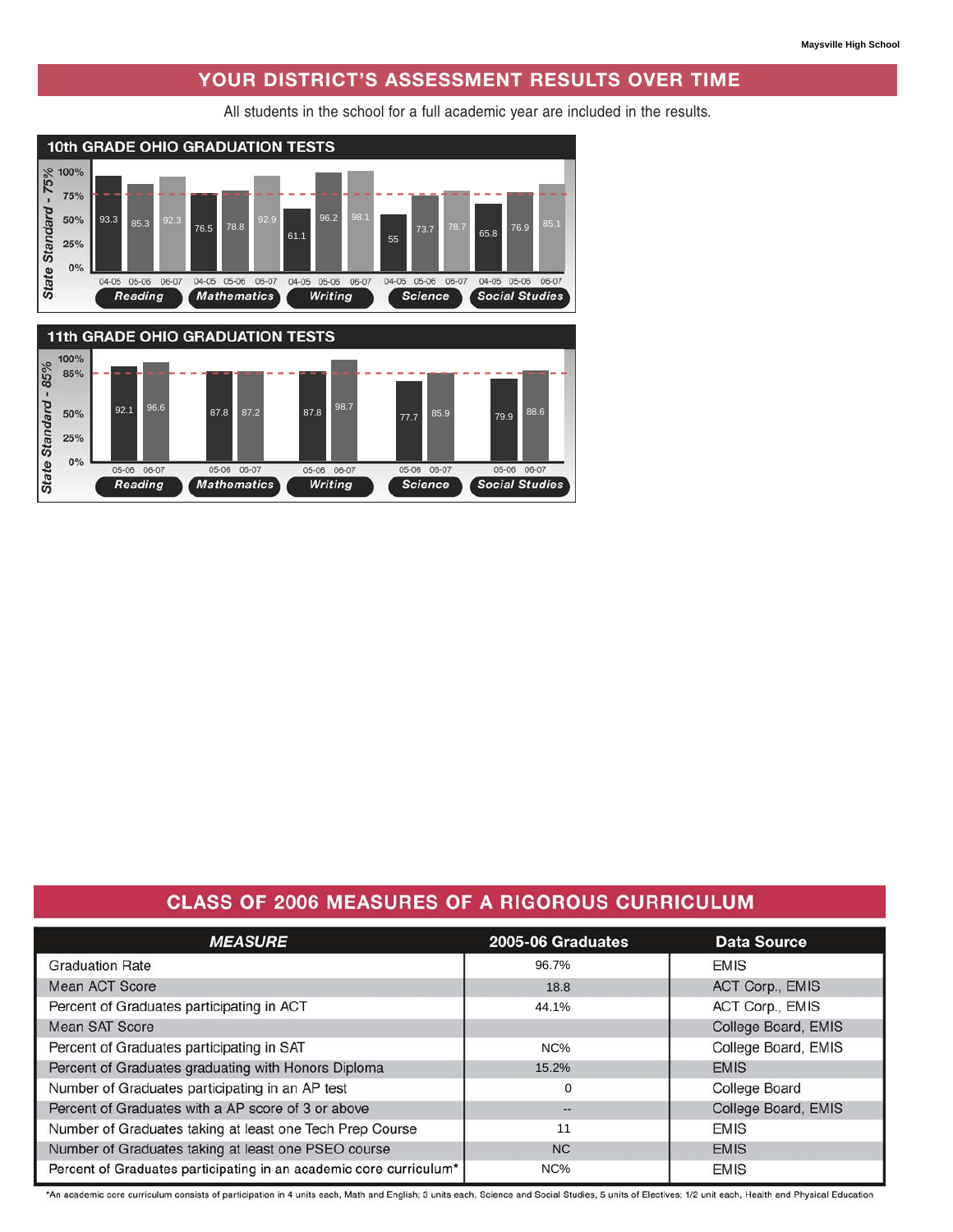## YOUR DISTRICT'S ASSESSMENT RESULTS OVER TIME

All students in the school for a full academic year are included in the results.

### 10th GRADE OHIO GRADUATION TESTS

State Standard - 75%

100%
75%
50%
25%
0%

93.3 85.3 92.3 76.5 78.8 92.9 61.1 96.2 98.1 55 73.7 78.7 65.8 76.9 85.1

04-05 05-06 06-07 04-05 05-06 06-07 04-05 05-06 06-07 04-05 05-06 06-07 04-05 05-06 06-07

Reading | Mathematics | Writing | Science | Social Studies

### 11th GRADE OHIO GRADUATION TESTS

State Standard - 85%

100%
85%
50%
25%
0%

92.1 96.6 87.8 87.2 87.8 98.7 77.7 85.9 79.9 88.6

05-06 06-07 05-06 06-07 05-06 06-07 05-06 06-07 05-06 06-07

Reading | Mathematics | Writing | Science | Social Studies

## CLASS OF 2006 MEASURES OF A RIGOROUS CURRICULUM

| *MEASURE* | 2005-06 Graduates | Data Source |
|---|---|---|
| Graduation Rate | 96.7% | EMIS |
| Mean ACT Score | 18.8 | ACT Corp., EMIS |
| Percent of Graduates participating in ACT | 44.1% | ACT Corp., EMIS |
| Mean SAT Score | | College Board, EMIS |
| Percent of Graduates participating in SAT | NC% | College Board, EMIS |
| Percent of Graduates graduating with Honors Diploma | 15.2% | EMIS |
| Number of Graduates participating in an AP test | 0 | College Board |
| Percent of Graduates with a AP score of 3 or above | -- | College Board, EMIS |
| Number of Graduates taking at least one Tech Prep Course | 11 | EMIS |
| Number of Graduates taking at least one PSEO course | NC | EMIS |
| Percent of Graduates participating in an academic core curriculum* | NC% | EMIS |

*An academic core curriculum consists of participation in 4 units each, Math and English; 3 units each, Science and Social Studies, 5 units of Electives; 1/2 unit each, Health and Physical Education